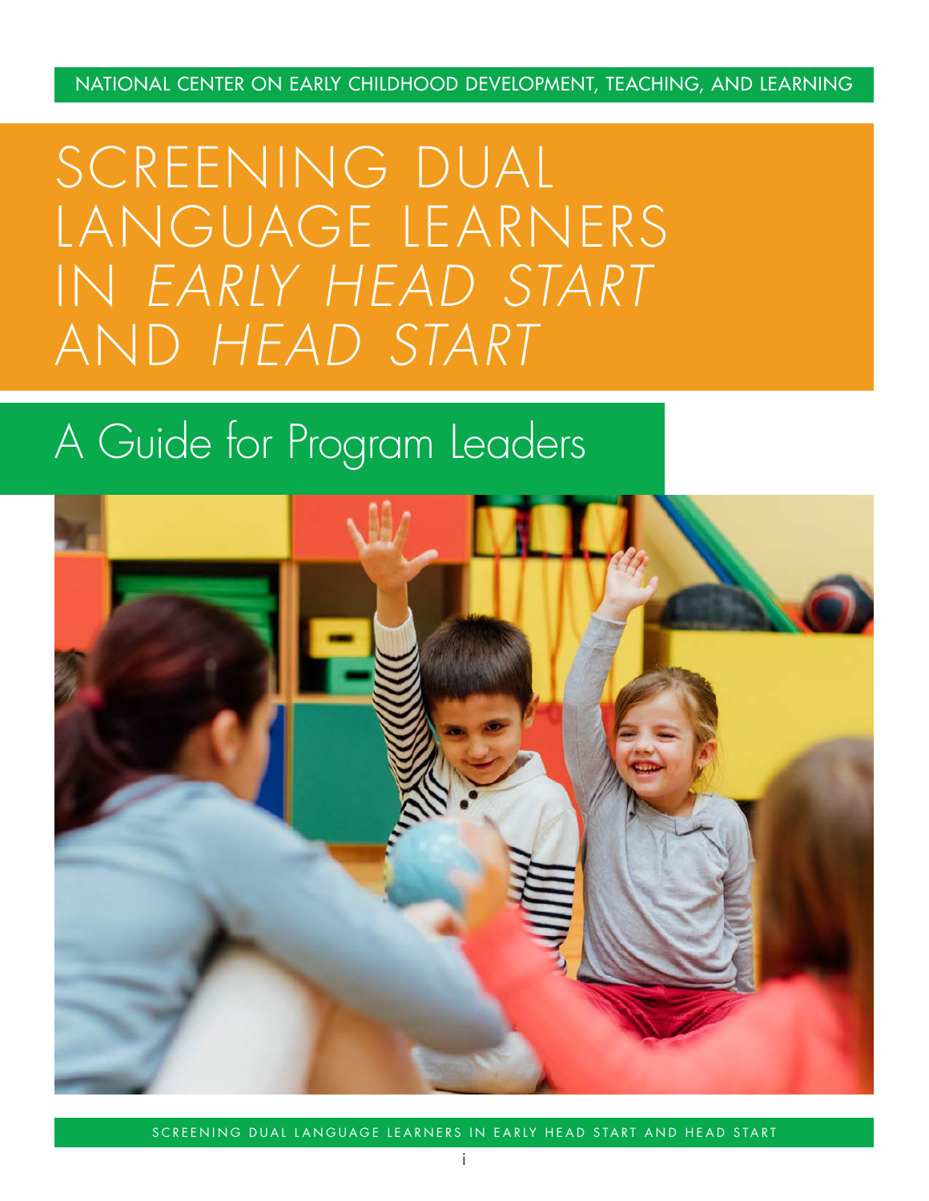NATIONAL CENTER ON EARLY CHILDHOOD DEVELOPMENT, TEACHING, AND LEARNING

# SCREENING DUAL LANGUAGE LEARNERS IN *EARLY HEAD START* AND *HEAD START*

## A Guide for Program Leaders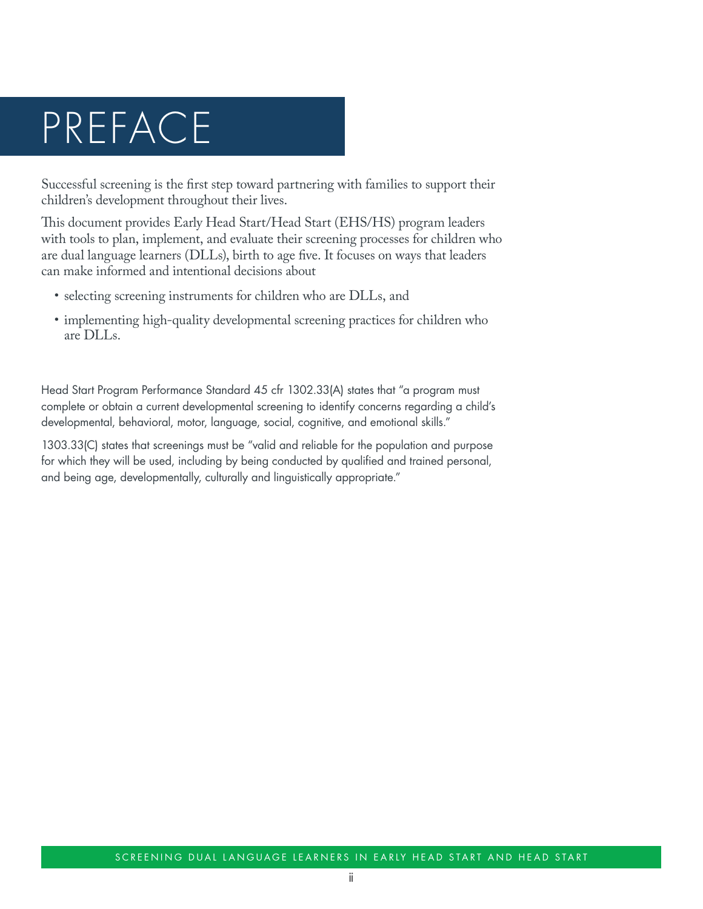# PREFACE

Successful screening is the first step toward partnering with families to support their children's development throughout their lives.

This document provides Early Head Start/Head Start (EHS/HS) program leaders with tools to plan, implement, and evaluate their screening processes for children who are dual language learners (DLLs), birth to age five. It focuses on ways that leaders can make informed and intentional decisions about

- selecting screening instruments for children who are DLLs, and
- implementing high-quality developmental screening practices for children who are DLLs.

Head Start Program Performance Standard 45 cfr 1302.33(A) states that "a program must complete or obtain a current developmental screening to identify concerns regarding a child's developmental, behavioral, motor, language, social, cognitive, and emotional skills."

1303.33(C) states that screenings must be "valid and reliable for the population and purpose for which they will be used, including by being conducted by qualified and trained personal, and being age, developmentally, culturally and linguistically appropriate."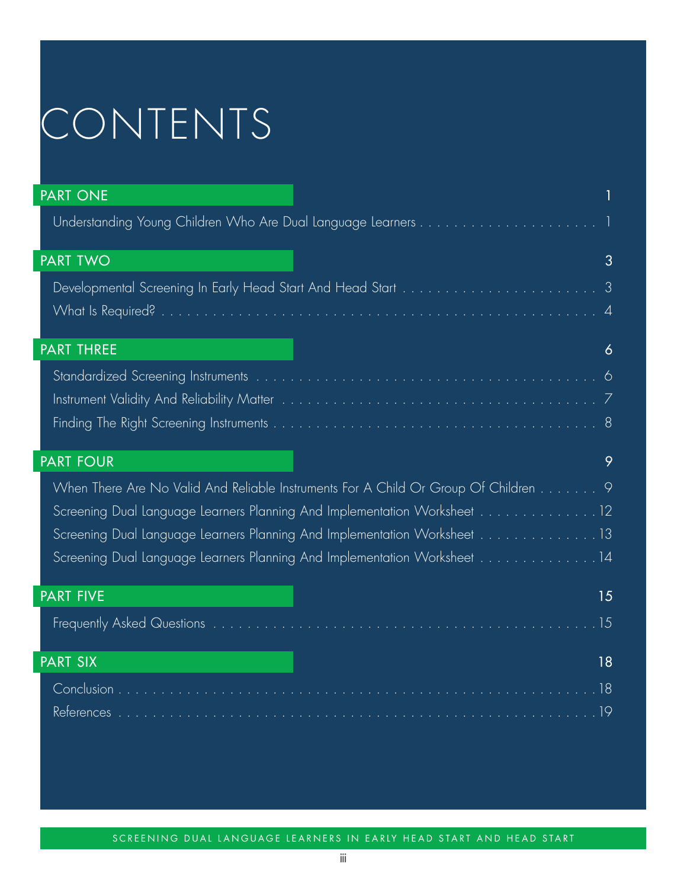# CONTENTS

## PART ONE 1

Understanding Young Children Who Are Dual Language Learners . . . . . . . . . . . . . . . . . . . . . 1

## PART TWO 3

Developmental Screening In Early Head Start And Head Start . . . . . . . . . . . . . . . . . . . . . . . 3

What Is Required? . . . . . . . . . . . . . . . . . . . . . . . . . . . . . . . . . . . . . . . . . . . . . . . . . 4

## PART THREE 6

Standardized Screening Instruments . . . . . . . . . . . . . . . . . . . . . . . . . . . . . . . . . . . . . . . 6

Instrument Validity And Reliability Matter . . . . . . . . . . . . . . . . . . . . . . . . . . . . . . . . . . . 7

Finding The Right Screening Instruments . . . . . . . . . . . . . . . . . . . . . . . . . . . . . . . . . . . . 8

## PART FOUR 9

When There Are No Valid And Reliable Instruments For A Child Or Group Of Children . . . . . . . 9

Screening Dual Language Learners Planning And Implementation Worksheet . . . . . . . . . . . . . . 12

Screening Dual Language Learners Planning And Implementation Worksheet . . . . . . . . . . . . . . 13

Screening Dual Language Learners Planning And Implementation Worksheet . . . . . . . . . . . . . . 14

## PART FIVE 15

Frequently Asked Questions . . . . . . . . . . . . . . . . . . . . . . . . . . . . . . . . . . . . . . . . . . . 15

## PART SIX 18

Conclusion . . . . . . . . . . . . . . . . . . . . . . . . . . . . . . . . . . . . . . . . . . . . . . . . . . . . . . 18

References . . . . . . . . . . . . . . . . . . . . . . . . . . . . . . . . . . . . . . . . . . . . . . . . . . . . . . 19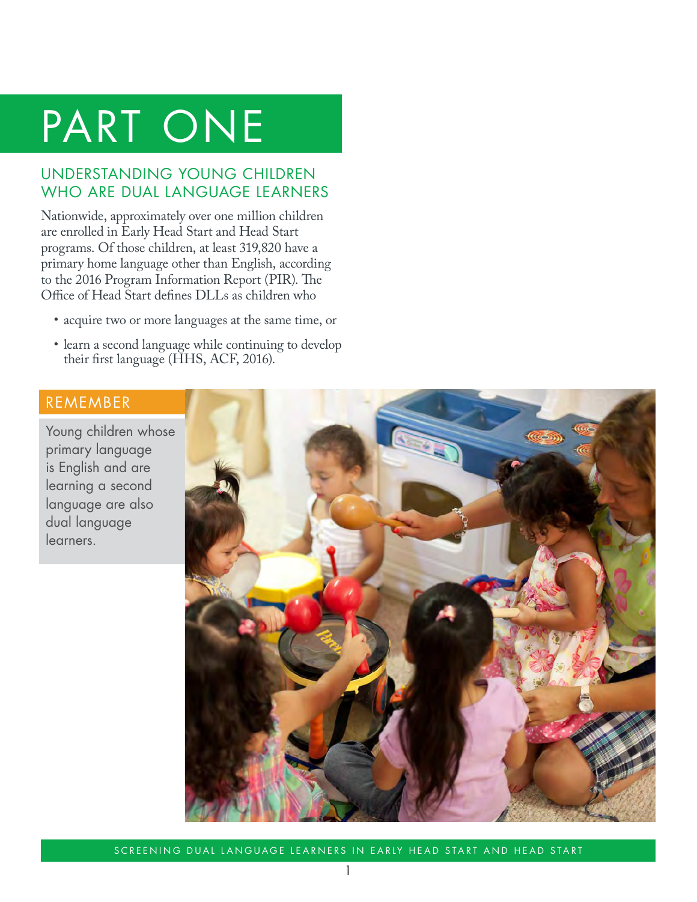# PART ONE

## UNDERSTANDING YOUNG CHILDREN WHO ARE DUAL LANGUAGE LEARNERS

Nationwide, approximately over one million children are enrolled in Early Head Start and Head Start programs. Of those children, at least 319,820 have a primary home language other than English, according to the 2016 Program Information Report (PIR). The Office of Head Start defines DLLs as children who

- acquire two or more languages at the same time, or
- learn a second language while continuing to develop their first language (HHS, ACF, 2016).

**REMEMBER**

Young children whose primary language is English and are learning a second language are also dual language learners.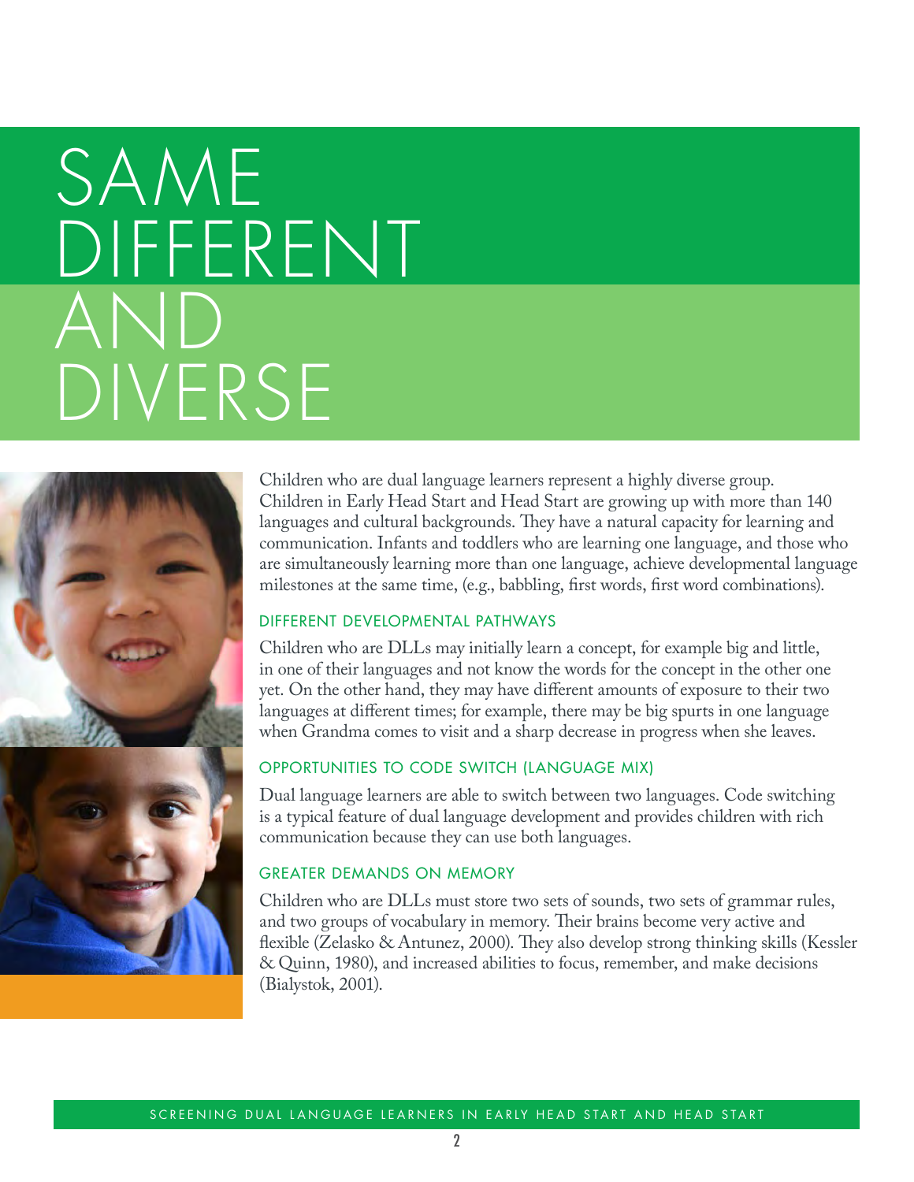# SAME DIFFERENT AND DIVERSE

Children who are dual language learners represent a highly diverse group. Children in Early Head Start and Head Start are growing up with more than 140 languages and cultural backgrounds. They have a natural capacity for learning and communication. Infants and toddlers who are learning one language, and those who are simultaneously learning more than one language, achieve developmental language milestones at the same time, (e.g., babbling, first words, first word combinations).

## DIFFERENT DEVELOPMENTAL PATHWAYS

Children who are DLLs may initially learn a concept, for example big and little, in one of their languages and not know the words for the concept in the other one yet. On the other hand, they may have different amounts of exposure to their two languages at different times; for example, there may be big spurts in one language when Grandma comes to visit and a sharp decrease in progress when she leaves.

## OPPORTUNITIES TO CODE SWITCH (LANGUAGE MIX)

Dual language learners are able to switch between two languages. Code switching is a typical feature of dual language development and provides children with rich communication because they can use both languages.

## GREATER DEMANDS ON MEMORY

Children who are DLLs must store two sets of sounds, two sets of grammar rules, and two groups of vocabulary in memory. Their brains become very active and flexible (Zelasko & Antunez, 2000). They also develop strong thinking skills (Kessler & Quinn, 1980), and increased abilities to focus, remember, and make decisions (Bialystok, 2001).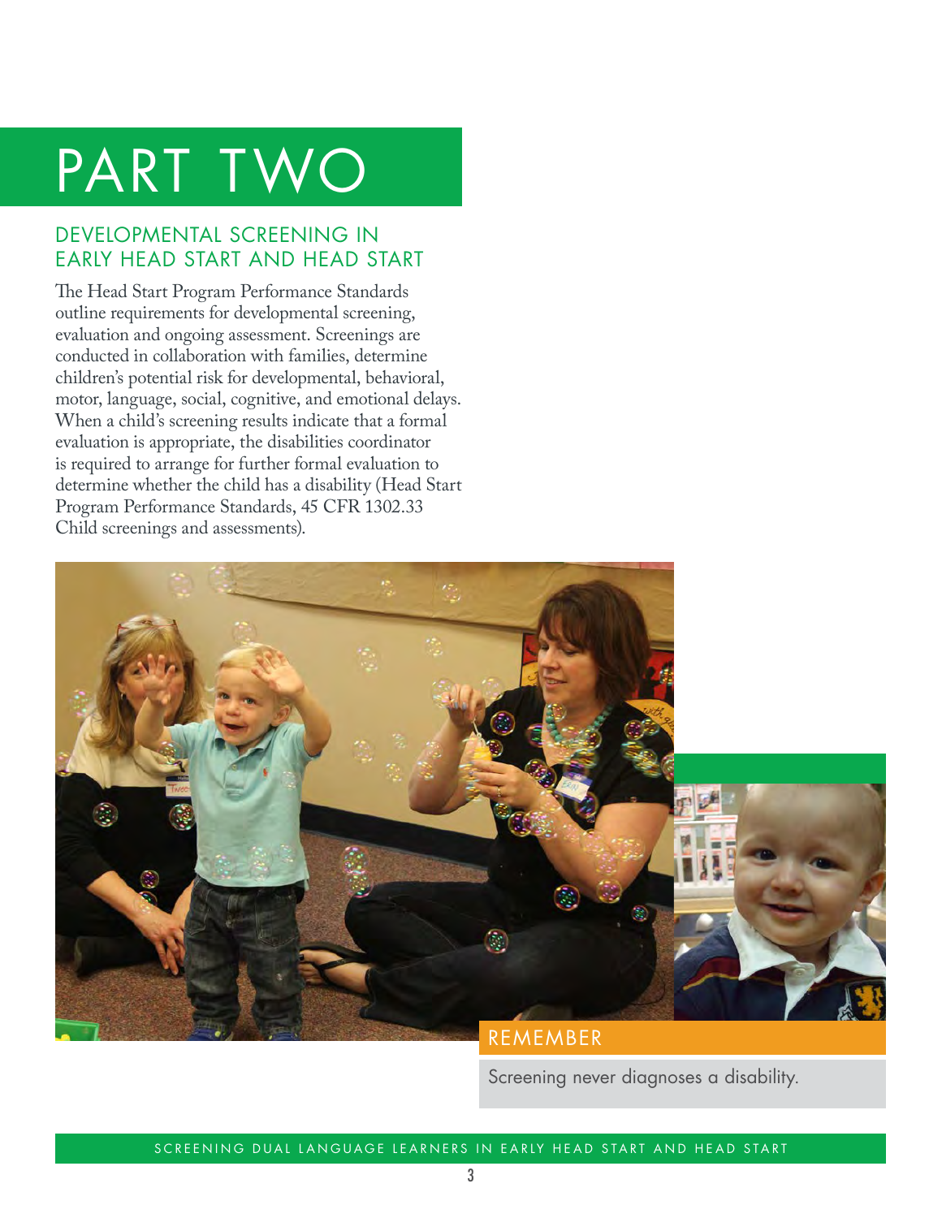# PART TWO

## DEVELOPMENTAL SCREENING IN EARLY HEAD START AND HEAD START

The Head Start Program Performance Standards outline requirements for developmental screening, evaluation and ongoing assessment. Screenings are conducted in collaboration with families, determine children's potential risk for developmental, behavioral, motor, language, social, cognitive, and emotional delays. When a child's screening results indicate that a formal evaluation is appropriate, the disabilities coordinator is required to arrange for further formal evaluation to determine whether the child has a disability (Head Start Program Performance Standards, 45 CFR 1302.33 Child screenings and assessments).

**REMEMBER**

Screening never diagnoses a disability.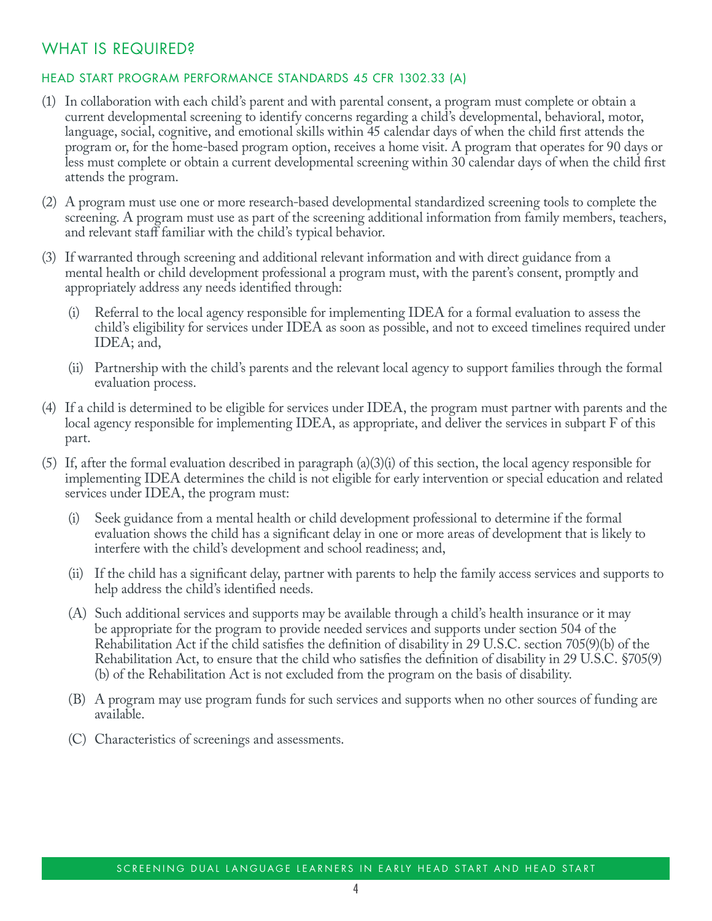## WHAT IS REQUIRED?

### HEAD START PROGRAM PERFORMANCE STANDARDS 45 CFR 1302.33 (A)

(1) In collaboration with each child's parent and with parental consent, a program must complete or obtain a current developmental screening to identify concerns regarding a child's developmental, behavioral, motor, language, social, cognitive, and emotional skills within 45 calendar days of when the child first attends the program or, for the home-based program option, receives a home visit. A program that operates for 90 days or less must complete or obtain a current developmental screening within 30 calendar days of when the child first attends the program.

(2) A program must use one or more research-based developmental standardized screening tools to complete the screening. A program must use as part of the screening additional information from family members, teachers, and relevant staff familiar with the child's typical behavior.

(3) If warranted through screening and additional relevant information and with direct guidance from a mental health or child development professional a program must, with the parent's consent, promptly and appropriately address any needs identified through:

   (i) Referral to the local agency responsible for implementing IDEA for a formal evaluation to assess the child's eligibility for services under IDEA as soon as possible, and not to exceed timelines required under IDEA; and,

   (ii) Partnership with the child's parents and the relevant local agency to support families through the formal evaluation process.

(4) If a child is determined to be eligible for services under IDEA, the program must partner with parents and the local agency responsible for implementing IDEA, as appropriate, and deliver the services in subpart F of this part.

(5) If, after the formal evaluation described in paragraph (a)(3)(i) of this section, the local agency responsible for implementing IDEA determines the child is not eligible for early intervention or special education and related services under IDEA, the program must:

   (i) Seek guidance from a mental health or child development professional to determine if the formal evaluation shows the child has a significant delay in one or more areas of development that is likely to interfere with the child's development and school readiness; and,

   (ii) If the child has a significant delay, partner with parents to help the family access services and supports to help address the child's identified needs.

   (A) Such additional services and supports may be available through a child's health insurance or it may be appropriate for the program to provide needed services and supports under section 504 of the Rehabilitation Act if the child satisfies the definition of disability in 29 U.S.C. section 705(9)(b) of the Rehabilitation Act, to ensure that the child who satisfies the definition of disability in 29 U.S.C. §705(9)(b) of the Rehabilitation Act is not excluded from the program on the basis of disability.

   (B) A program may use program funds for such services and supports when no other sources of funding are available.

   (C) Characteristics of screenings and assessments.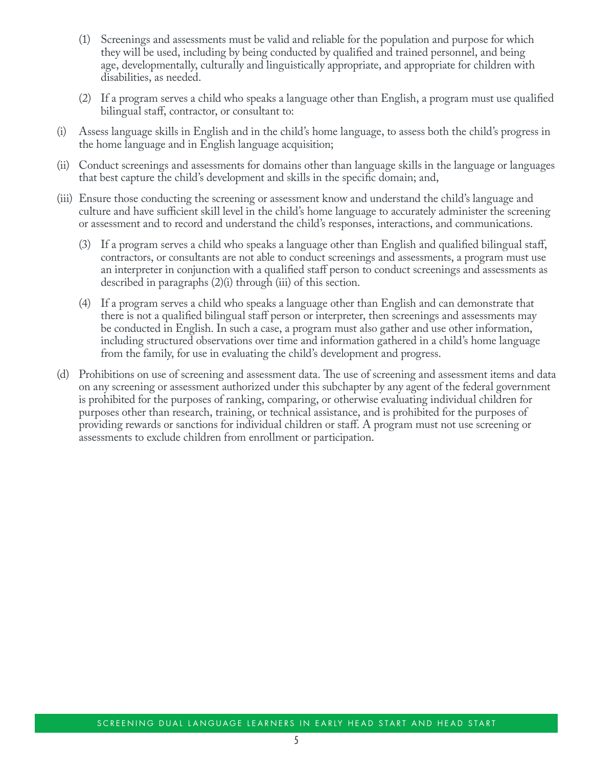(1) Screenings and assessments must be valid and reliable for the population and purpose for which they will be used, including by being conducted by qualified and trained personnel, and being age, developmentally, culturally and linguistically appropriate, and appropriate for children with disabilities, as needed.

(2) If a program serves a child who speaks a language other than English, a program must use qualified bilingual staff, contractor, or consultant to:

(i) Assess language skills in English and in the child's home language, to assess both the child's progress in the home language and in English language acquisition;

(ii) Conduct screenings and assessments for domains other than language skills in the language or languages that best capture the child's development and skills in the specific domain; and,

(iii) Ensure those conducting the screening or assessment know and understand the child's language and culture and have sufficient skill level in the child's home language to accurately administer the screening or assessment and to record and understand the child's responses, interactions, and communications.

(3) If a program serves a child who speaks a language other than English and qualified bilingual staff, contractors, or consultants are not able to conduct screenings and assessments, a program must use an interpreter in conjunction with a qualified staff person to conduct screenings and assessments as described in paragraphs (2)(i) through (iii) of this section.

(4) If a program serves a child who speaks a language other than English and can demonstrate that there is not a qualified bilingual staff person or interpreter, then screenings and assessments may be conducted in English. In such a case, a program must also gather and use other information, including structured observations over time and information gathered in a child's home language from the family, for use in evaluating the child's development and progress.

(d) Prohibitions on use of screening and assessment data. The use of screening and assessment items and data on any screening or assessment authorized under this subchapter by any agent of the federal government is prohibited for the purposes of ranking, comparing, or otherwise evaluating individual children for purposes other than research, training, or technical assistance, and is prohibited for the purposes of providing rewards or sanctions for individual children or staff. A program must not use screening or assessments to exclude children from enrollment or participation.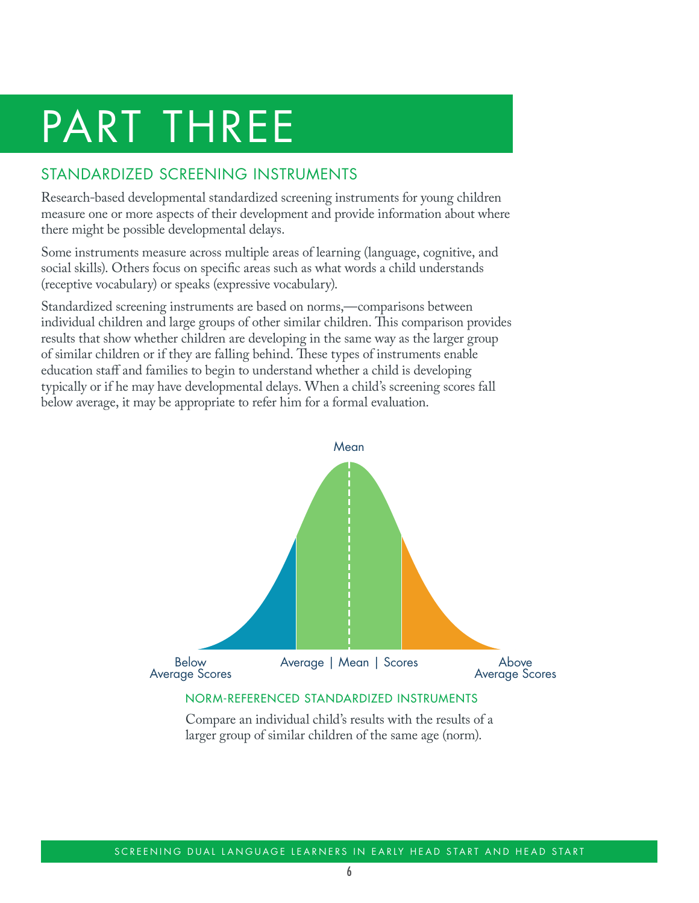# PART THREE

## STANDARDIZED SCREENING INSTRUMENTS

Research-based developmental standardized screening instruments for young children measure one or more aspects of their development and provide information about where there might be possible developmental delays.

Some instruments measure across multiple areas of learning (language, cognitive, and social skills). Others focus on specific areas such as what words a child understands (receptive vocabulary) or speaks (expressive vocabulary).

Standardized screening instruments are based on norms,—comparisons between individual children and large groups of other similar children. This comparison provides results that show whether children are developing in the same way as the larger group of similar children or if they are falling behind. These types of instruments enable education staff and families to begin to understand whether a child is developing typically or if he may have developmental delays. When a child's screening scores fall below average, it may be appropriate to refer him for a formal evaluation.

Mean

Below Average Scores | Average | Mean | Scores | Above Average Scores

### NORM-REFERENCED STANDARDIZED INSTRUMENTS

Compare an individual child's results with the results of a larger group of similar children of the same age (norm).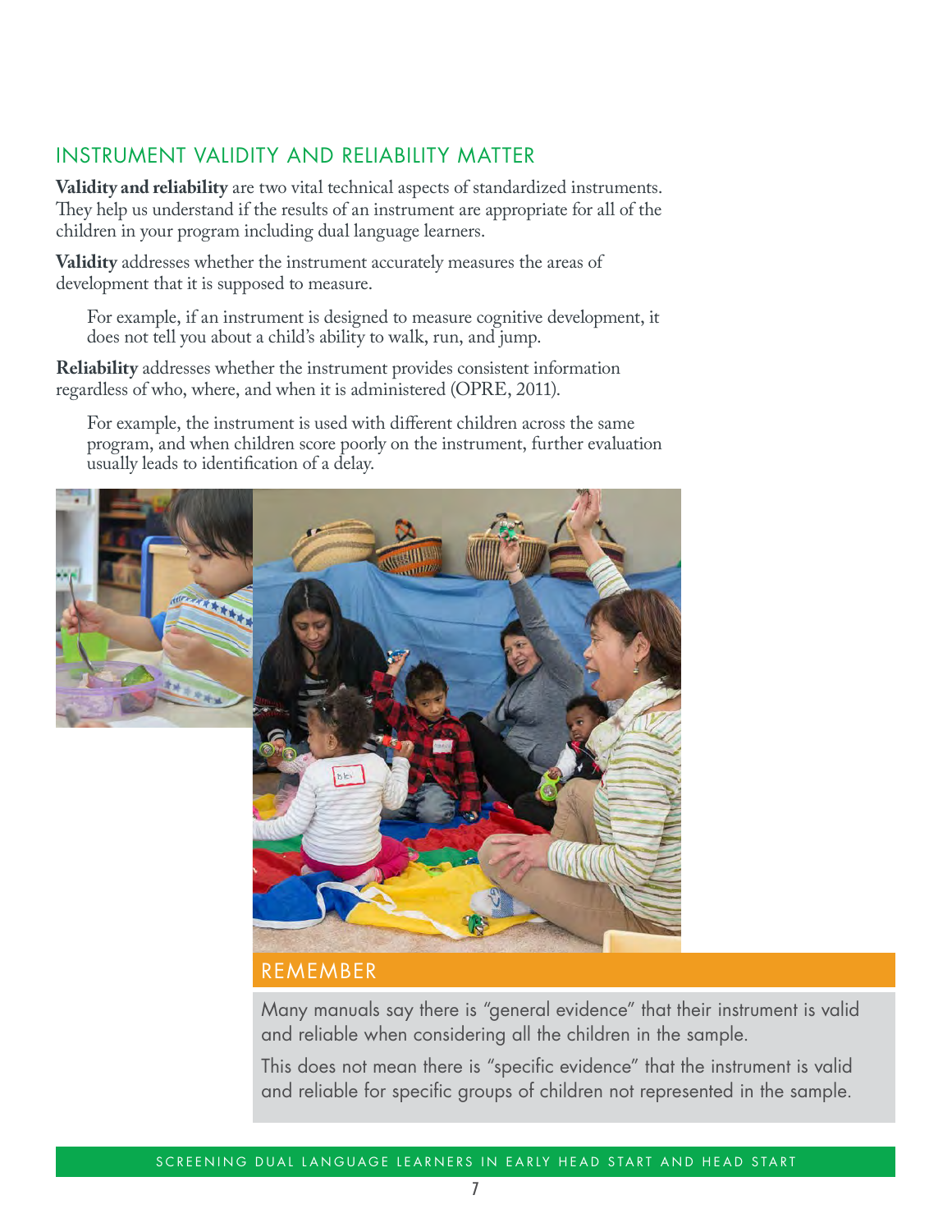## INSTRUMENT VALIDITY AND RELIABILITY MATTER

**Validity and reliability** are two vital technical aspects of standardized instruments. They help us understand if the results of an instrument are appropriate for all of the children in your program including dual language learners.

**Validity** addresses whether the instrument accurately measures the areas of development that it is supposed to measure.

> For example, if an instrument is designed to measure cognitive development, it does not tell you about a child's ability to walk, run, and jump.

**Reliability** addresses whether the instrument provides consistent information regardless of who, where, and when it is administered (OPRE, 2011).

> For example, the instrument is used with different children across the same program, and when children score poorly on the instrument, further evaluation usually leads to identification of a delay.

### REMEMBER

Many manuals say there is "general evidence" that their instrument is valid and reliable when considering all the children in the sample.

This does not mean there is "specific evidence" that the instrument is valid and reliable for specific groups of children not represented in the sample.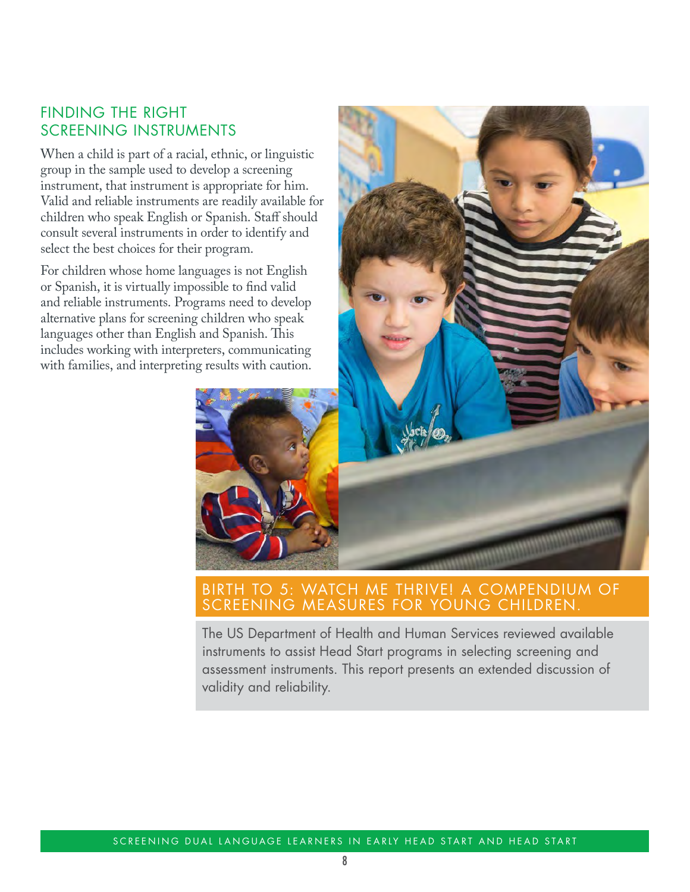## FINDING THE RIGHT SCREENING INSTRUMENTS

When a child is part of a racial, ethnic, or linguistic group in the sample used to develop a screening instrument, that instrument is appropriate for him. Valid and reliable instruments are readily available for children who speak English or Spanish. Staff should consult several instruments in order to identify and select the best choices for their program.

For children whose home languages is not English or Spanish, it is virtually impossible to find valid and reliable instruments. Programs need to develop alternative plans for screening children who speak languages other than English and Spanish. This includes working with interpreters, communicating with families, and interpreting results with caution.

### BIRTH TO 5: WATCH ME THRIVE! A COMPENDIUM OF SCREENING MEASURES FOR YOUNG CHILDREN.

The US Department of Health and Human Services reviewed available instruments to assist Head Start programs in selecting screening and assessment instruments. This report presents an extended discussion of validity and reliability.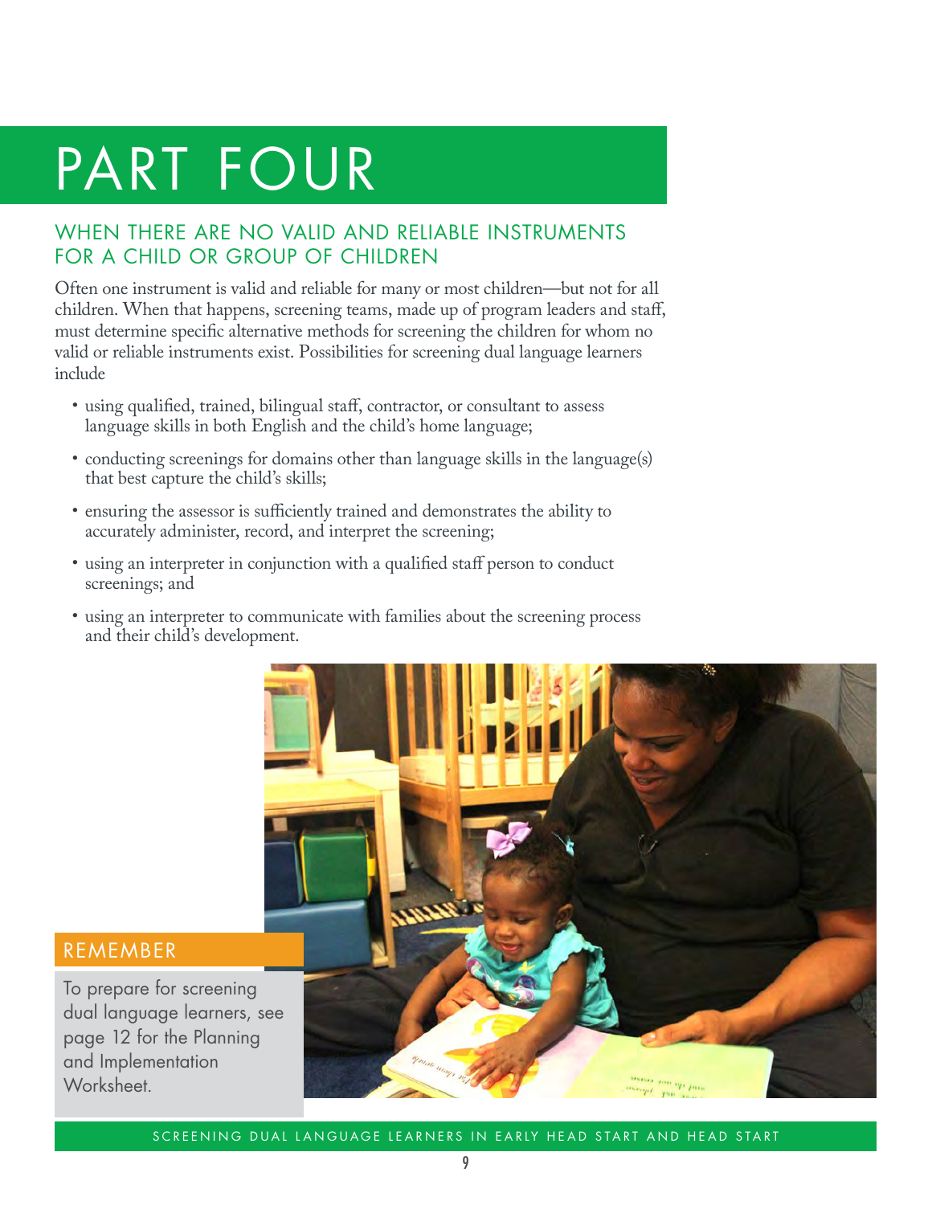# PART FOUR

## WHEN THERE ARE NO VALID AND RELIABLE INSTRUMENTS FOR A CHILD OR GROUP OF CHILDREN

Often one instrument is valid and reliable for many or most children—but not for all children. When that happens, screening teams, made up of program leaders and staff, must determine specific alternative methods for screening the children for whom no valid or reliable instruments exist. Possibilities for screening dual language learners include

- using qualified, trained, bilingual staff, contractor, or consultant to assess language skills in both English and the child's home language;
- conducting screenings for domains other than language skills in the language(s) that best capture the child's skills;
- ensuring the assessor is sufficiently trained and demonstrates the ability to accurately administer, record, and interpret the screening;
- using an interpreter in conjunction with a qualified staff person to conduct screenings; and
- using an interpreter to communicate with families about the screening process and their child's development.

### REMEMBER

To prepare for screening dual language learners, see page 12 for the Planning and Implementation Worksheet.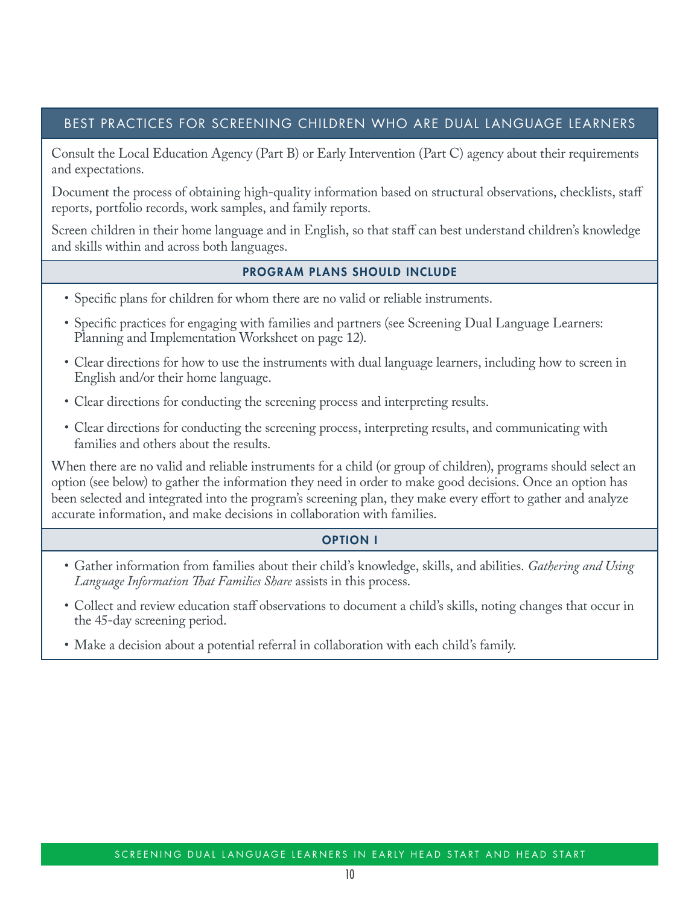## BEST PRACTICES FOR SCREENING CHILDREN WHO ARE DUAL LANGUAGE LEARNERS

Consult the Local Education Agency (Part B) or Early Intervention (Part C) agency about their requirements and expectations.

Document the process of obtaining high-quality information based on structural observations, checklists, staff reports, portfolio records, work samples, and family reports.

Screen children in their home language and in English, so that staff can best understand children's knowledge and skills within and across both languages.

### PROGRAM PLANS SHOULD INCLUDE

- Specific plans for children for whom there are no valid or reliable instruments.
- Specific practices for engaging with families and partners (see Screening Dual Language Learners: Planning and Implementation Worksheet on page 12).
- Clear directions for how to use the instruments with dual language learners, including how to screen in English and/or their home language.
- Clear directions for conducting the screening process and interpreting results.
- Clear directions for conducting the screening process, interpreting results, and communicating with families and others about the results.

When there are no valid and reliable instruments for a child (or group of children), programs should select an option (see below) to gather the information they need in order to make good decisions. Once an option has been selected and integrated into the program's screening plan, they make every effort to gather and analyze accurate information, and make decisions in collaboration with families.

### OPTION I

- Gather information from families about their child's knowledge, skills, and abilities. *Gathering and Using Language Information That Families Share* assists in this process.
- Collect and review education staff observations to document a child's skills, noting changes that occur in the 45-day screening period.
- Make a decision about a potential referral in collaboration with each child's family.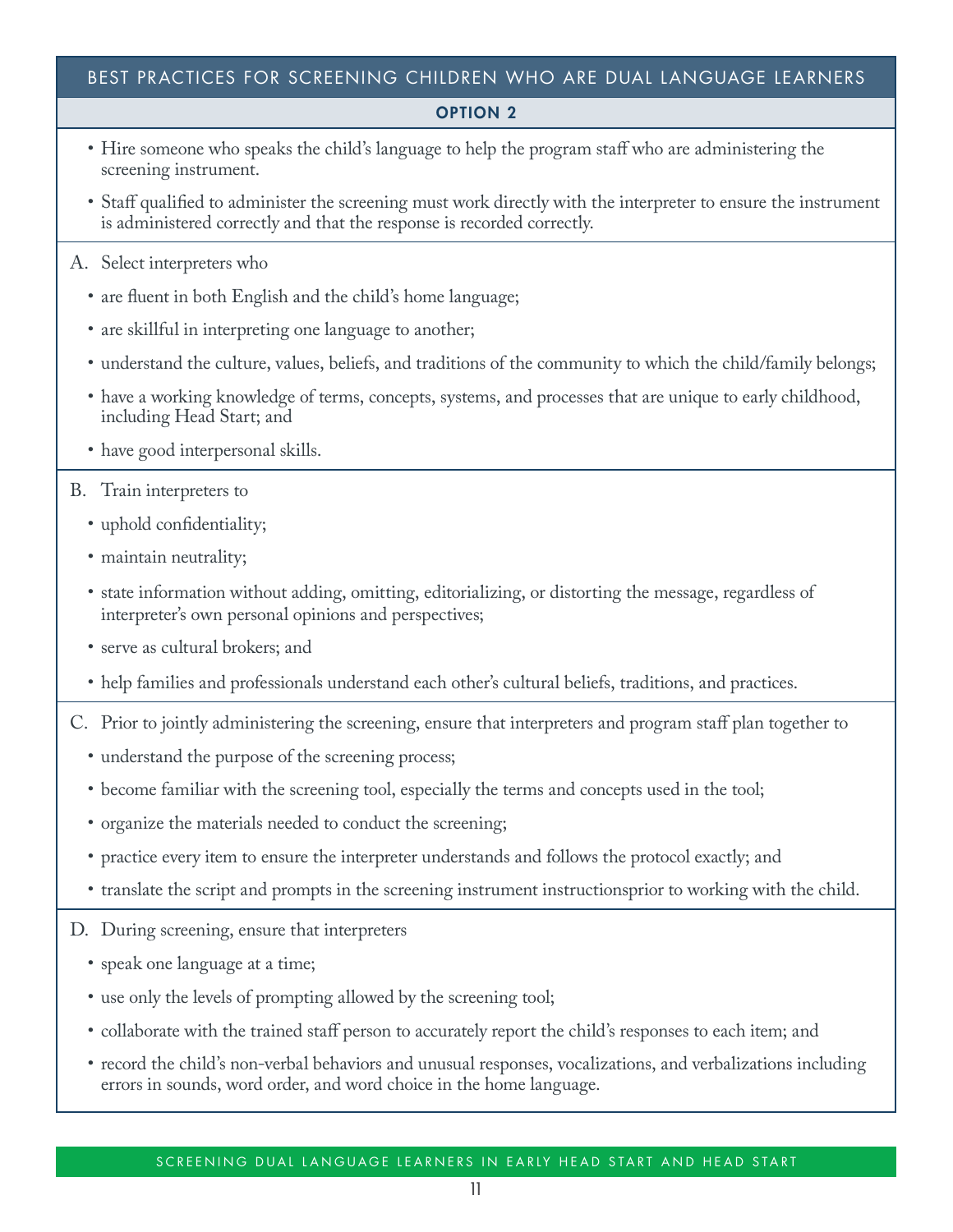## BEST PRACTICES FOR SCREENING CHILDREN WHO ARE DUAL LANGUAGE LEARNERS

### OPTION 2

- Hire someone who speaks the child's language to help the program staff who are administering the screening instrument.
- Staff qualified to administer the screening must work directly with the interpreter to ensure the instrument is administered correctly and that the response is recorded correctly.

A. Select interpreters who

- are fluent in both English and the child's home language;
- are skillful in interpreting one language to another;
- understand the culture, values, beliefs, and traditions of the community to which the child/family belongs;
- have a working knowledge of terms, concepts, systems, and processes that are unique to early childhood, including Head Start; and
- have good interpersonal skills.

B. Train interpreters to

- uphold confidentiality;
- maintain neutrality;
- state information without adding, omitting, editorializing, or distorting the message, regardless of interpreter's own personal opinions and perspectives;
- serve as cultural brokers; and
- help families and professionals understand each other's cultural beliefs, traditions, and practices.

C. Prior to jointly administering the screening, ensure that interpreters and program staff plan together to

- understand the purpose of the screening process;
- become familiar with the screening tool, especially the terms and concepts used in the tool;
- organize the materials needed to conduct the screening;
- practice every item to ensure the interpreter understands and follows the protocol exactly; and
- translate the script and prompts in the screening instrument instructionsprior to working with the child.

D. During screening, ensure that interpreters

- speak one language at a time;
- use only the levels of prompting allowed by the screening tool;
- collaborate with the trained staff person to accurately report the child's responses to each item; and
- record the child's non-verbal behaviors and unusual responses, vocalizations, and verbalizations including errors in sounds, word order, and word choice in the home language.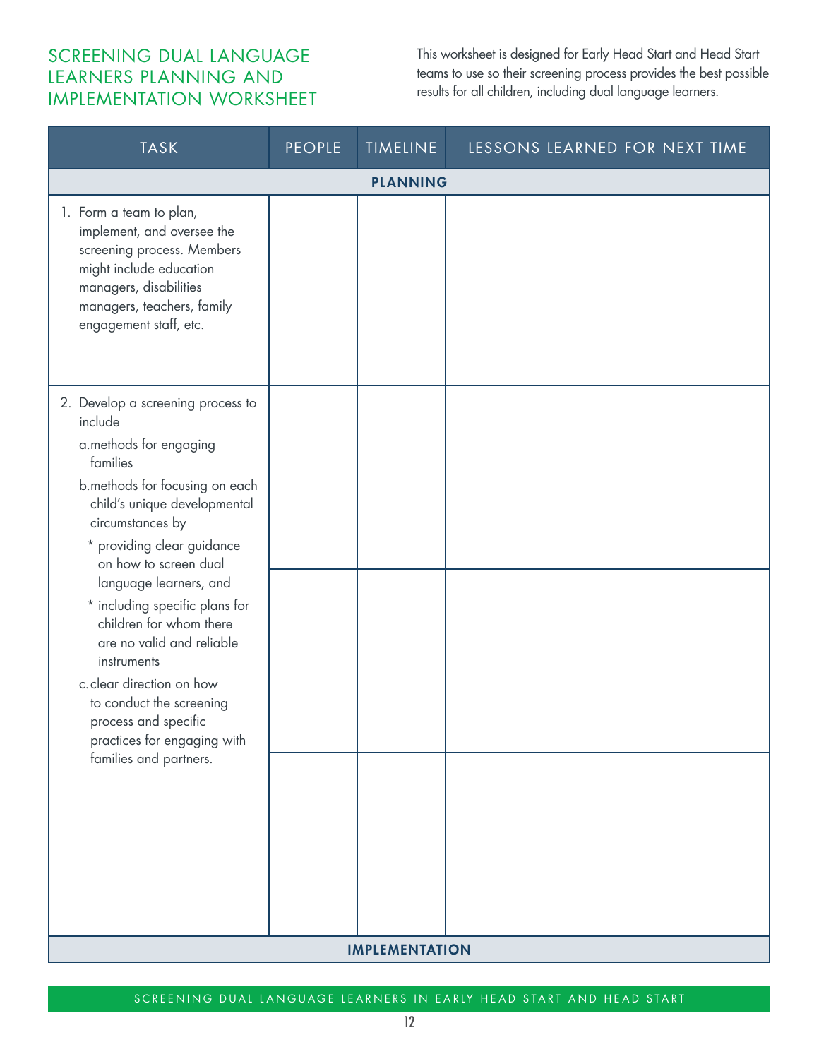# SCREENING DUAL LANGUAGE LEARNERS PLANNING AND IMPLEMENTATION WORKSHEET

This worksheet is designed for Early Head Start and Head Start teams to use so their screening process provides the best possible results for all children, including dual language learners.

| TASK | PEOPLE | TIMELINE | LESSONS LEARNED FOR NEXT TIME |
|---|---|---|---|
| **PLANNING** | | | |
| 1. Form a team to plan, implement, and oversee the screening process. Members might include education managers, disabilities managers, teachers, family engagement staff, etc. | | | |
| 2. Develop a screening process to include<br>a. methods for engaging families<br>b. methods for focusing on each child's unique developmental circumstances by<br>* providing clear guidance on how to screen dual language learners, and<br>* including specific plans for children for whom there are no valid and reliable instruments<br>c. clear direction on how to conduct the screening process and specific practices for engaging with families and partners. | | | |
| | | | |
| | | | |
| **IMPLEMENTATION** | | | |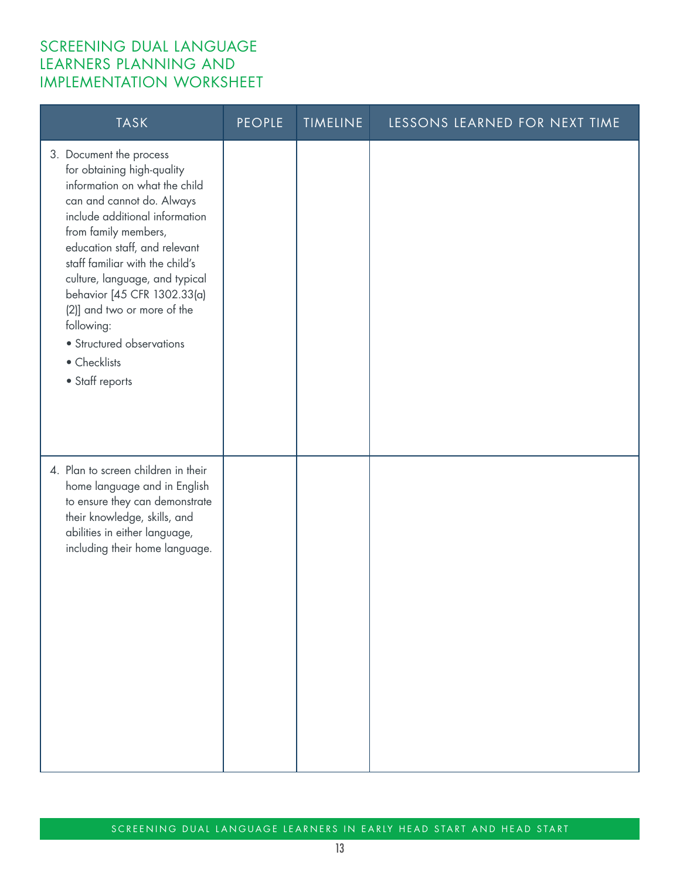# SCREENING DUAL LANGUAGE LEARNERS PLANNING AND IMPLEMENTATION WORKSHEET

| TASK | PEOPLE | TIMELINE | LESSONS LEARNED FOR NEXT TIME |
|---|---|---|---|
| 3. Document the process for obtaining high-quality information on what the child can and cannot do. Always include additional information from family members, education staff, and relevant staff familiar with the child's culture, language, and typical behavior [45 CFR 1302.33(a)(2)] and two or more of the following: <br>• Structured observations <br>• Checklists <br>• Staff reports | | | |
| 4. Plan to screen children in their home language and in English to ensure they can demonstrate their knowledge, skills, and abilities in either language, including their home language. | | | |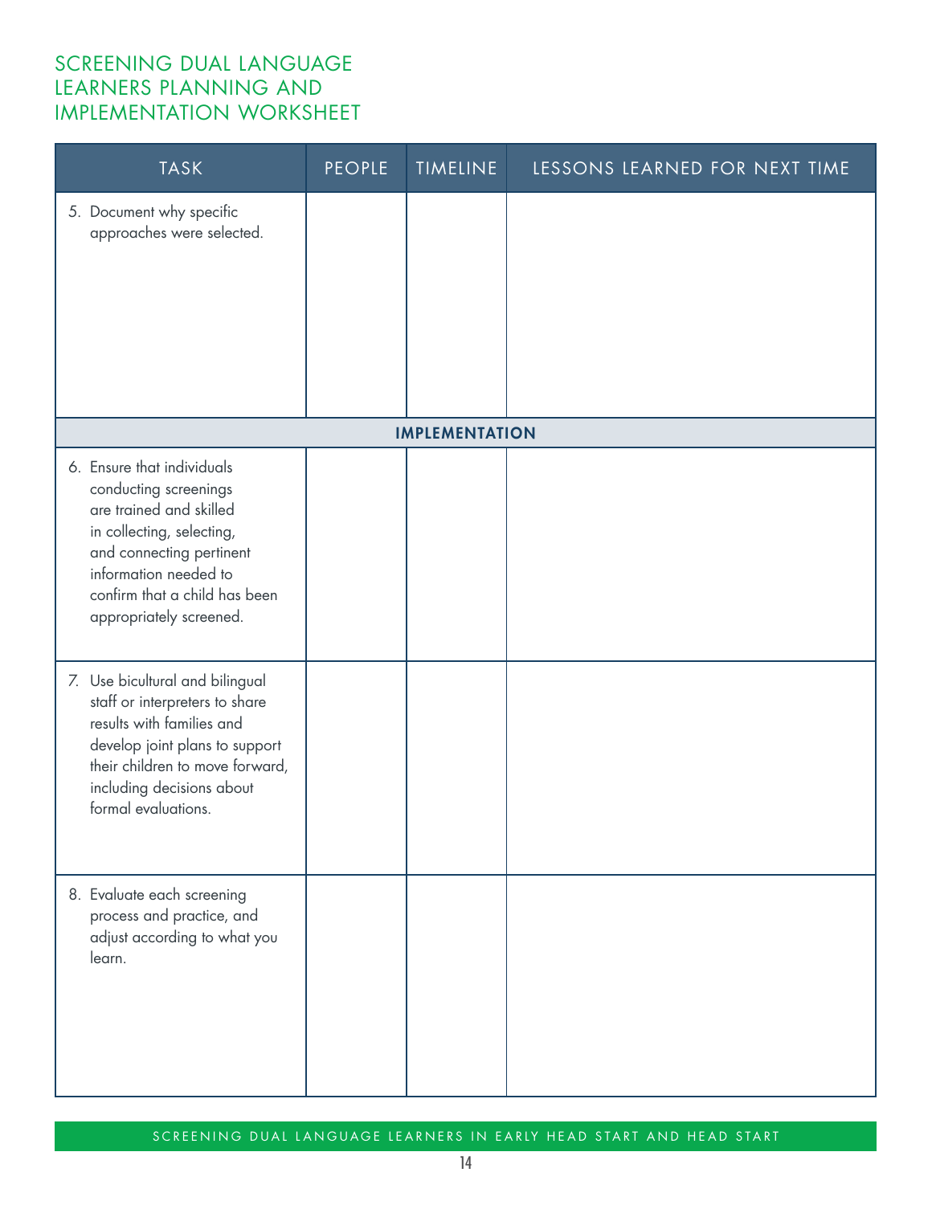# SCREENING DUAL LANGUAGE LEARNERS PLANNING AND IMPLEMENTATION WORKSHEET

| TASK | PEOPLE | TIMELINE | LESSONS LEARNED FOR NEXT TIME |
|---|---|---|---|
| 5. Document why specific approaches were selected. | | | |
| **IMPLEMENTATION** | | | |
| 6. Ensure that individuals conducting screenings are trained and skilled in collecting, selecting, and connecting pertinent information needed to confirm that a child has been appropriately screened. | | | |
| 7. Use bicultural and bilingual staff or interpreters to share results with families and develop joint plans to support their children to move forward, including decisions about formal evaluations. | | | |
| 8. Evaluate each screening process and practice, and adjust according to what you learn. | | | |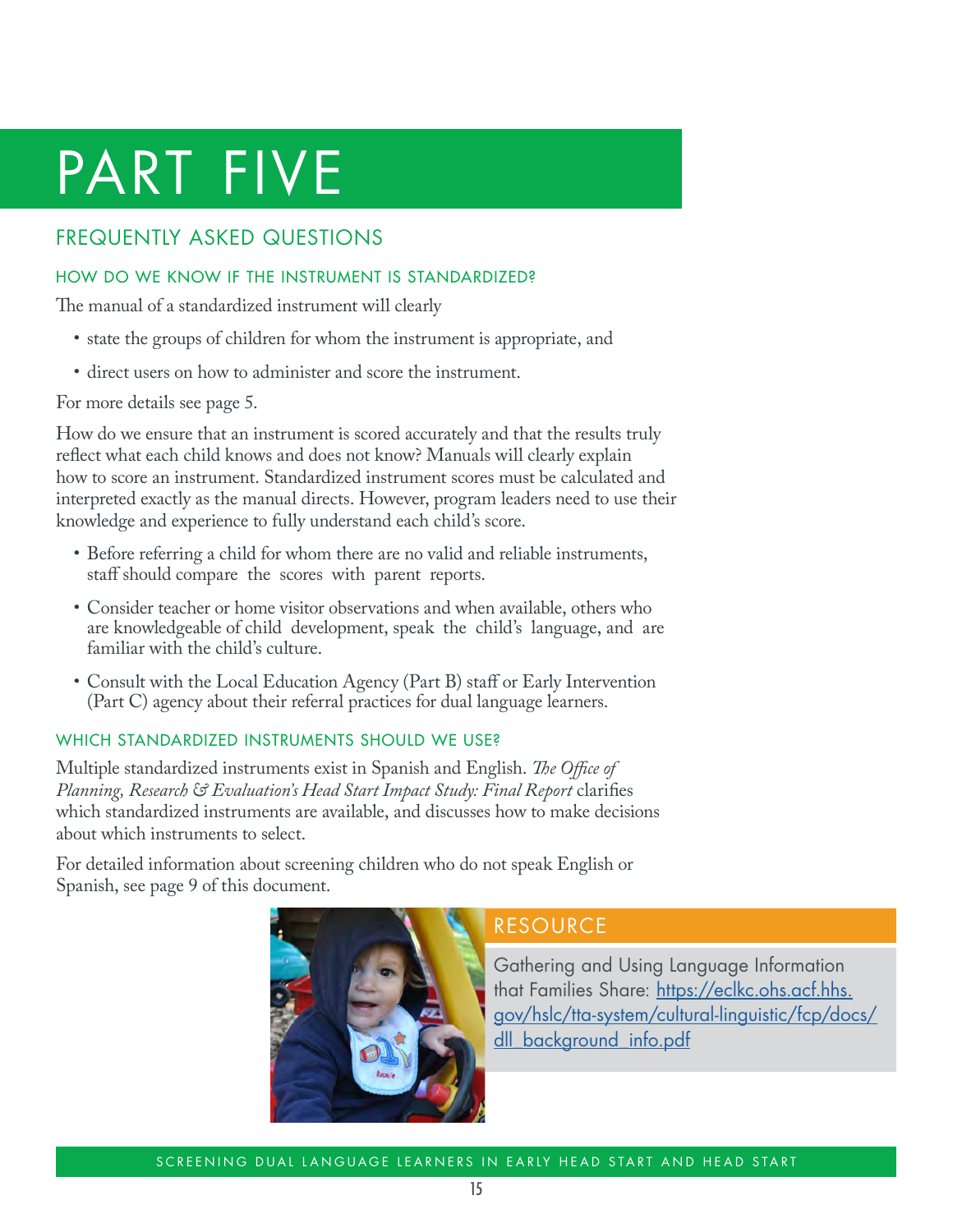# PART FIVE

## FREQUENTLY ASKED QUESTIONS

### HOW DO WE KNOW IF THE INSTRUMENT IS STANDARDIZED?

The manual of a standardized instrument will clearly

- state the groups of children for whom the instrument is appropriate, and
- direct users on how to administer and score the instrument.

For more details see page 5.

How do we ensure that an instrument is scored accurately and that the results truly reflect what each child knows and does not know? Manuals will clearly explain how to score an instrument. Standardized instrument scores must be calculated and interpreted exactly as the manual directs. However, program leaders need to use their knowledge and experience to fully understand each child's score.

- Before referring a child for whom there are no valid and reliable instruments, staff should compare the scores with parent reports.
- Consider teacher or home visitor observations and when available, others who are knowledgeable of child development, speak the child's language, and are familiar with the child's culture.
- Consult with the Local Education Agency (Part B) staff or Early Intervention (Part C) agency about their referral practices for dual language learners.

### WHICH STANDARDIZED INSTRUMENTS SHOULD WE USE?

Multiple standardized instruments exist in Spanish and English. *The Office of Planning, Research & Evaluation's Head Start Impact Study: Final Report* clarifies which standardized instruments are available, and discusses how to make decisions about which instruments to select.

For detailed information about screening children who do not speak English or Spanish, see page 9 of this document.

#### RESOURCE

Gathering and Using Language Information that Families Share: https://eclkc.ohs.acf.hhs.gov/hslc/tta-system/cultural-linguistic/fcp/docs/dll_background_info.pdf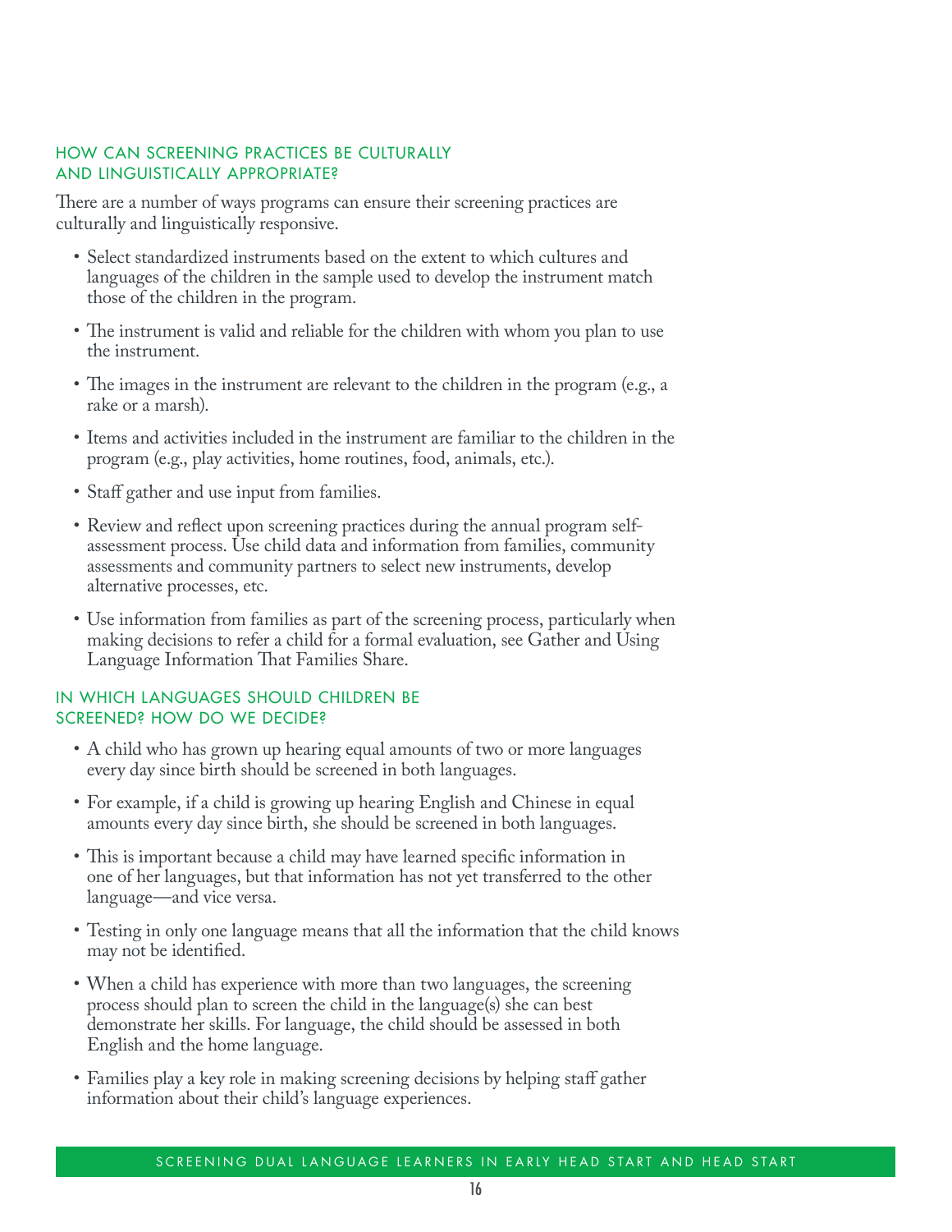## HOW CAN SCREENING PRACTICES BE CULTURALLY AND LINGUISTICALLY APPROPRIATE?

There are a number of ways programs can ensure their screening practices are culturally and linguistically responsive.

- Select standardized instruments based on the extent to which cultures and languages of the children in the sample used to develop the instrument match those of the children in the program.
- The instrument is valid and reliable for the children with whom you plan to use the instrument.
- The images in the instrument are relevant to the children in the program (e.g., a rake or a marsh).
- Items and activities included in the instrument are familiar to the children in the program (e.g., play activities, home routines, food, animals, etc.).
- Staff gather and use input from families.
- Review and reflect upon screening practices during the annual program self-assessment process. Use child data and information from families, community assessments and community partners to select new instruments, develop alternative processes, etc.
- Use information from families as part of the screening process, particularly when making decisions to refer a child for a formal evaluation, see Gather and Using Language Information That Families Share.

## IN WHICH LANGUAGES SHOULD CHILDREN BE SCREENED? HOW DO WE DECIDE?

- A child who has grown up hearing equal amounts of two or more languages every day since birth should be screened in both languages.
- For example, if a child is growing up hearing English and Chinese in equal amounts every day since birth, she should be screened in both languages.
- This is important because a child may have learned specific information in one of her languages, but that information has not yet transferred to the other language—and vice versa.
- Testing in only one language means that all the information that the child knows may not be identified.
- When a child has experience with more than two languages, the screening process should plan to screen the child in the language(s) she can best demonstrate her skills. For language, the child should be assessed in both English and the home language.
- Families play a key role in making screening decisions by helping staff gather information about their child's language experiences.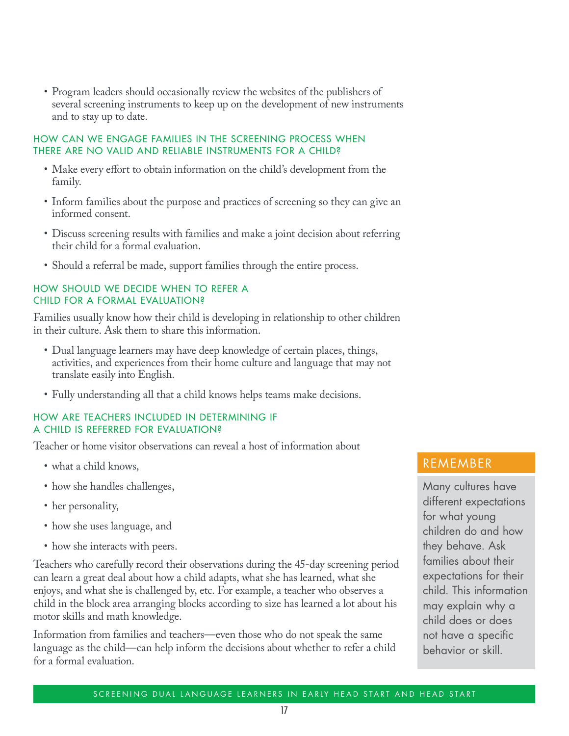- Program leaders should occasionally review the websites of the publishers of several screening instruments to keep up on the development of new instruments and to stay up to date.

### HOW CAN WE ENGAGE FAMILIES IN THE SCREENING PROCESS WHEN THERE ARE NO VALID AND RELIABLE INSTRUMENTS FOR A CHILD?

- Make every effort to obtain information on the child's development from the family.
- Inform families about the purpose and practices of screening so they can give an informed consent.
- Discuss screening results with families and make a joint decision about referring their child for a formal evaluation.
- Should a referral be made, support families through the entire process.

### HOW SHOULD WE DECIDE WHEN TO REFER A CHILD FOR A FORMAL EVALUATION?

Families usually know how their child is developing in relationship to other children in their culture. Ask them to share this information.

- Dual language learners may have deep knowledge of certain places, things, activities, and experiences from their home culture and language that may not translate easily into English.
- Fully understanding all that a child knows helps teams make decisions.

### HOW ARE TEACHERS INCLUDED IN DETERMINING IF A CHILD IS REFERRED FOR EVALUATION?

Teacher or home visitor observations can reveal a host of information about

- what a child knows,
- how she handles challenges,
- her personality,
- how she uses language, and
- how she interacts with peers.

Teachers who carefully record their observations during the 45-day screening period can learn a great deal about how a child adapts, what she has learned, what she enjoys, and what she is challenged by, etc. For example, a teacher who observes a child in the block area arranging blocks according to size has learned a lot about his motor skills and math knowledge.

Information from families and teachers—even those who do not speak the same language as the child—can help inform the decisions about whether to refer a child for a formal evaluation.

> **REMEMBER**
>
> Many cultures have different expectations for what young children do and how they behave. Ask families about their expectations for their child. This information may explain why a child does or does not have a specific behavior or skill.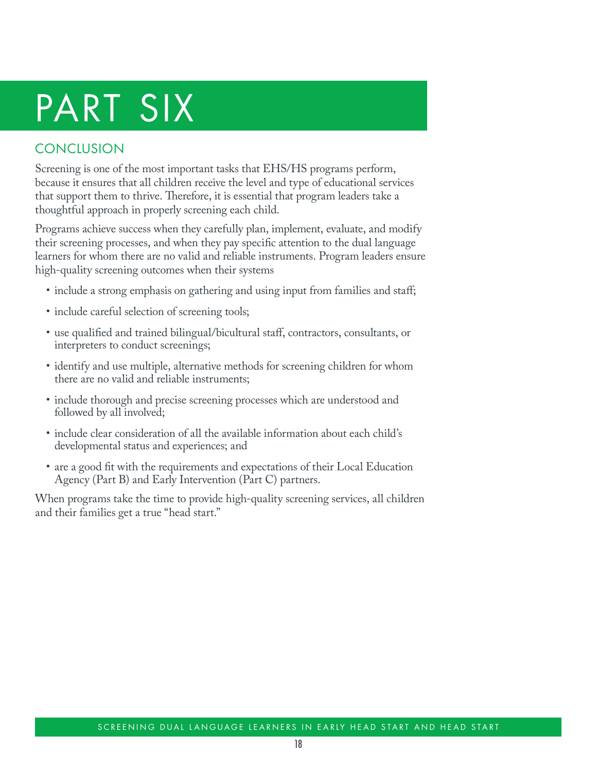# PART SIX

## CONCLUSION

Screening is one of the most important tasks that EHS/HS programs perform, because it ensures that all children receive the level and type of educational services that support them to thrive. Therefore, it is essential that program leaders take a thoughtful approach in properly screening each child.

Programs achieve success when they carefully plan, implement, evaluate, and modify their screening processes, and when they pay specific attention to the dual language learners for whom there are no valid and reliable instruments. Program leaders ensure high-quality screening outcomes when their systems

- include a strong emphasis on gathering and using input from families and staff;
- include careful selection of screening tools;
- use qualified and trained bilingual/bicultural staff, contractors, consultants, or interpreters to conduct screenings;
- identify and use multiple, alternative methods for screening children for whom there are no valid and reliable instruments;
- include thorough and precise screening processes which are understood and followed by all involved;
- include clear consideration of all the available information about each child's developmental status and experiences; and
- are a good fit with the requirements and expectations of their Local Education Agency (Part B) and Early Intervention (Part C) partners.

When programs take the time to provide high-quality screening services, all children and their families get a true "head start."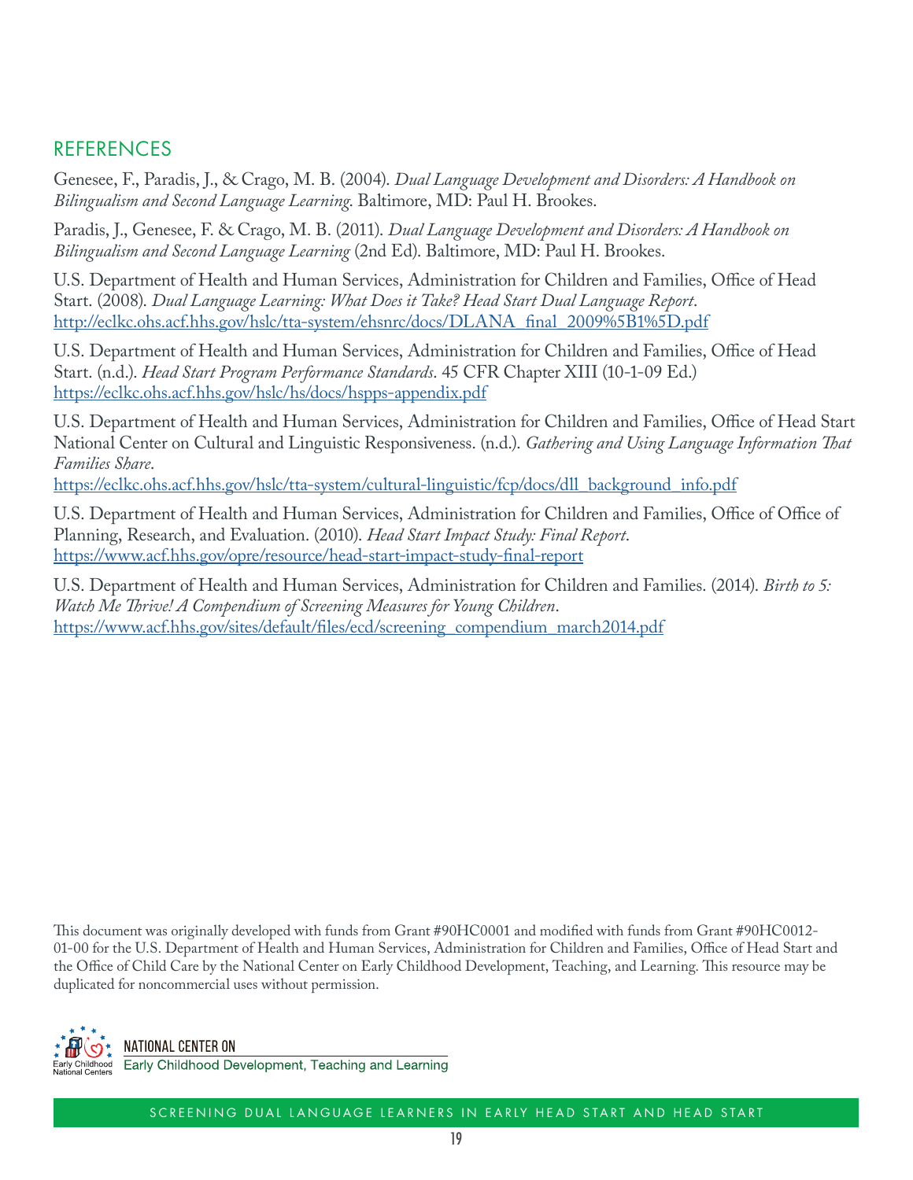## REFERENCES

Genesee, F., Paradis, J., & Crago, M. B. (2004). *Dual Language Development and Disorders: A Handbook on Bilingualism and Second Language Learning*. Baltimore, MD: Paul H. Brookes.

Paradis, J., Genesee, F. & Crago, M. B. (2011). *Dual Language Development and Disorders: A Handbook on Bilingualism and Second Language Learning* (2nd Ed). Baltimore, MD: Paul H. Brookes.

U.S. Department of Health and Human Services, Administration for Children and Families, Office of Head Start. (2008). *Dual Language Learning: What Does it Take? Head Start Dual Language Report*. http://eclkc.ohs.acf.hhs.gov/hslc/tta-system/ehsnrc/docs/DLANA_final_2009%5B1%5D.pdf

U.S. Department of Health and Human Services, Administration for Children and Families, Office of Head Start. (n.d.). *Head Start Program Performance Standards*. 45 CFR Chapter XIII (10-1-09 Ed.) https://eclkc.ohs.acf.hhs.gov/hslc/hs/docs/hspps-appendix.pdf

U.S. Department of Health and Human Services, Administration for Children and Families, Office of Head Start National Center on Cultural and Linguistic Responsiveness. (n.d.). *Gathering and Using Language Information That Families Share*.
https://eclkc.ohs.acf.hhs.gov/hslc/tta-system/cultural-linguistic/fcp/docs/dll_background_info.pdf

U.S. Department of Health and Human Services, Administration for Children and Families, Office of Office of Planning, Research, and Evaluation. (2010). *Head Start Impact Study: Final Report*. https://www.acf.hhs.gov/opre/resource/head-start-impact-study-final-report

U.S. Department of Health and Human Services, Administration for Children and Families. (2014). *Birth to 5: Watch Me Thrive! A Compendium of Screening Measures for Young Children*. https://www.acf.hhs.gov/sites/default/files/ecd/screening_compendium_march2014.pdf

This document was originally developed with funds from Grant #90HC0001 and modified with funds from Grant #90HC0012-01-00 for the U.S. Department of Health and Human Services, Administration for Children and Families, Office of Head Start and the Office of Child Care by the National Center on Early Childhood Development, Teaching, and Learning. This resource may be duplicated for noncommercial uses without permission.

NATIONAL CENTER ON
Early Childhood Development, Teaching and Learning